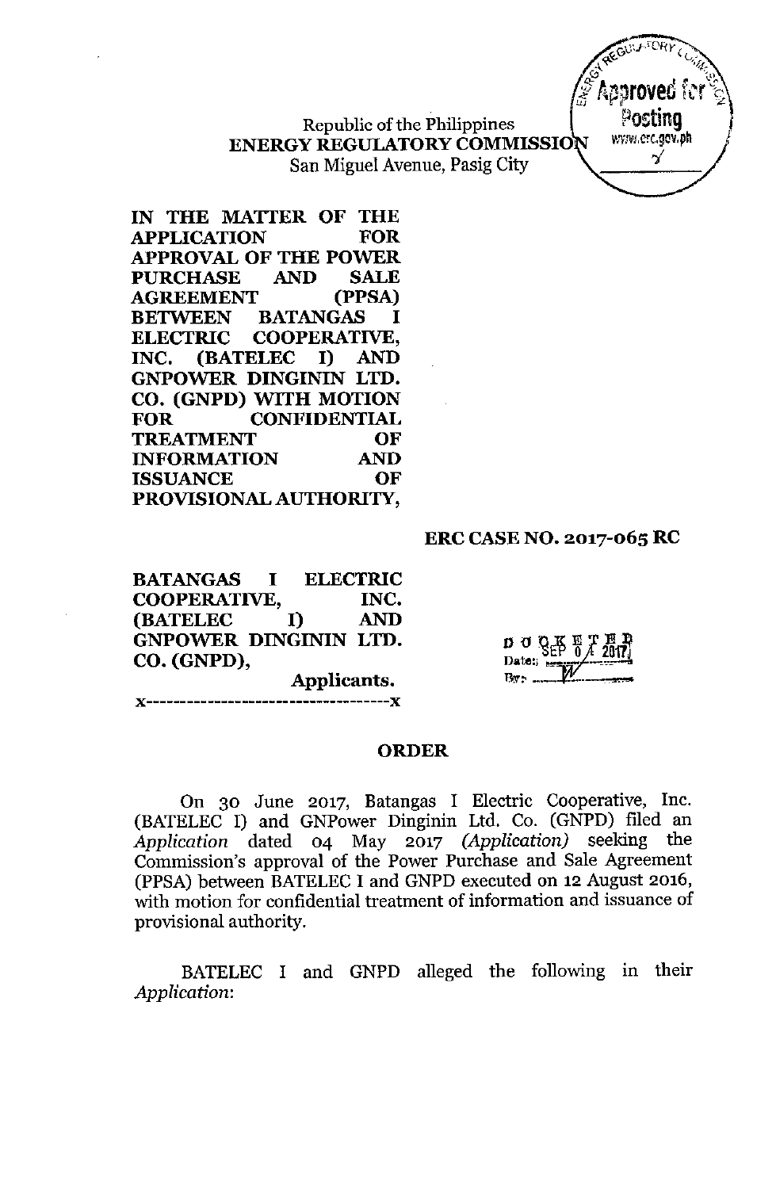Republic of the Philippines
**ENERGY REGULATORY COMMISSION**
San Miguel Avenue, Pasig City

**IN THE MATTER OF THE APPLICATION FOR APPROVAL OF THE POWER PURCHASE AND SALE AGREEMENT (PPSA) BETWEEN BATANGAS I ELECTRIC COOPERATIVE, INC. (BATELEC I) AND GNPOWER DINGININ LTD. CO. (GNPD) WITH MOTION FOR CONFIDENTIAL TREATMENT OF INFORMATION AND ISSUANCE OF PROVISIONAL AUTHORITY,**

**ERC CASE NO. 2017-065 RC**

**BATANGAS I ELECTRIC COOPERATIVE, INC. (BATELEC I) AND GNPOWER DINGININ LTD. CO. (GNPD),**

**Applicants.**

x-----------------------------------x

DOCKETED
Date: SEP 04 2017
By: W

## ORDER

On 30 June 2017, Batangas I Electric Cooperative, Inc. (BATELEC I) and GNPower Dinginin Ltd. Co. (GNPD) filed an *Application* dated 04 May 2017 *(Application)* seeking the Commission's approval of the Power Purchase and Sale Agreement (PPSA) between BATELEC I and GNPD executed on 12 August 2016, with motion for confidential treatment of information and issuance of provisional authority.

BATELEC I and GNPD alleged the following in their *Application*: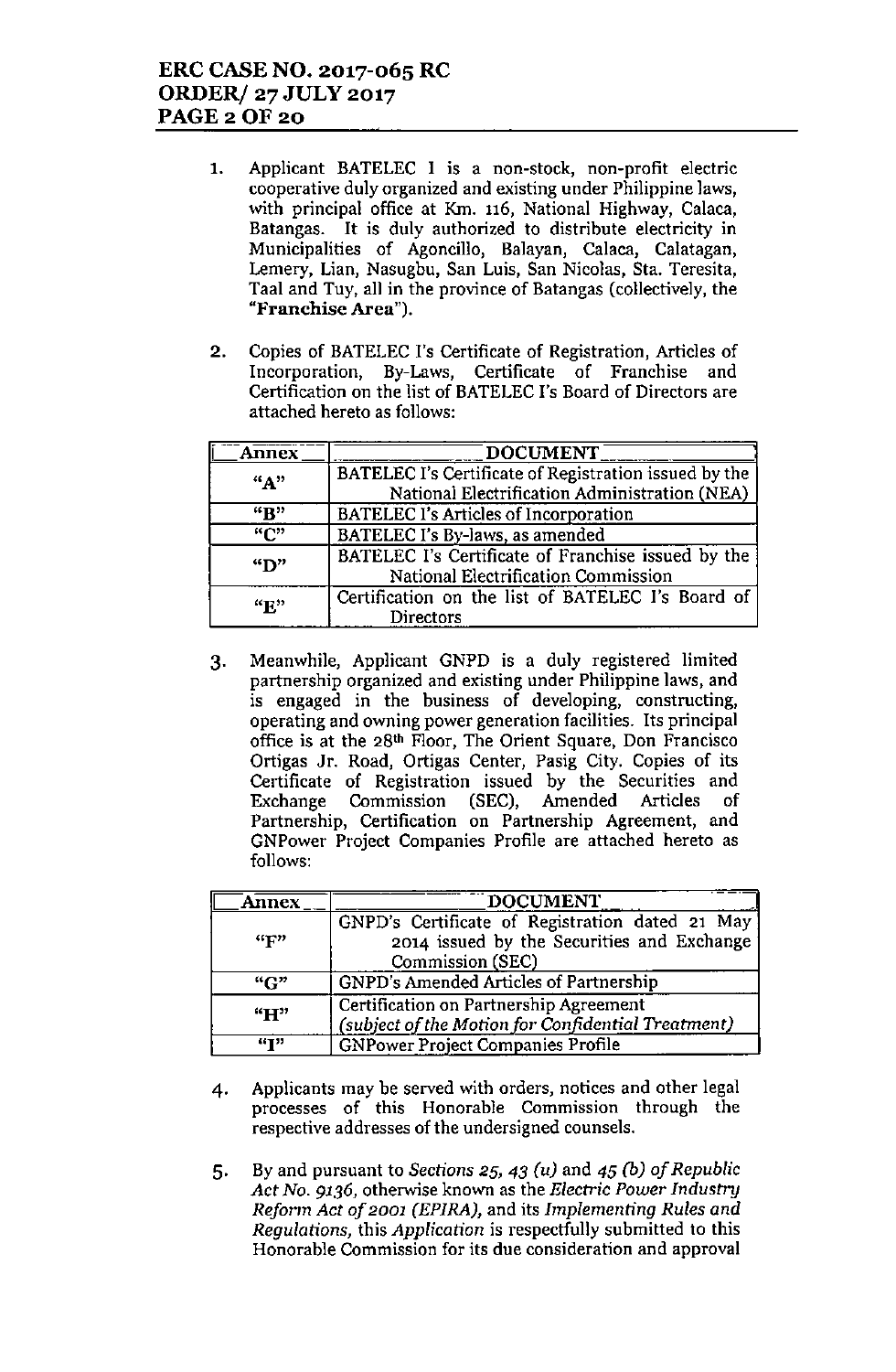1. Applicant BATELEC I is a non-stock, non-profit electric cooperative duly organized and existing under Philippine laws, with principal office at Km. 116, National Highway, Calaca, Batangas. It is duly authorized to distribute electricity in Municipalities of Agoncillo, Balayan, Calaca, Calatagan, Lemery, Lian, Nasugbu, San Luis, San Nicolas, Sta. Teresita, Taal and Tuy, all in the province of Batangas (collectively, the "**Franchise Area**").

2. Copies of BATELEC I's Certificate of Registration, Articles of Incorporation, By-Laws, Certificate of Franchise and Certification on the list of BATELEC I's Board of Directors are attached hereto as follows:

| Annex | DOCUMENT |
|---|---|
| "A" | BATELEC I's Certificate of Registration issued by the National Electrification Administration (NEA) |
| "B" | BATELEC I's Articles of Incorporation |
| "C" | BATELEC I's By-laws, as amended |
| "D" | BATELEC I's Certificate of Franchise issued by the National Electrification Commission |
| "E" | Certification on the list of BATELEC I's Board of Directors |

3. Meanwhile, Applicant GNPD is a duly registered limited partnership organized and existing under Philippine laws, and is engaged in the business of developing, constructing, operating and owning power generation facilities. Its principal office is at the 28th Floor, The Orient Square, Don Francisco Ortigas Jr. Road, Ortigas Center, Pasig City. Copies of its Certificate of Registration issued by the Securities and Exchange Commission (SEC), Amended Articles of Partnership, Certification on Partnership Agreement, and GNPower Project Companies Profile are attached hereto as follows:

| Annex | DOCUMENT |
|---|---|
| "F" | GNPD's Certificate of Registration dated 21 May 2014 issued by the Securities and Exchange Commission (SEC) |
| "G" | GNPD's Amended Articles of Partnership |
| "H" | Certification on Partnership Agreement *(subject of the Motion for Confidential Treatment)* |
| "I" | GNPower Project Companies Profile |

4. Applicants may be served with orders, notices and other legal processes of this Honorable Commission through the respective addresses of the undersigned counsels.

5. By and pursuant to *Sections 25, 43 (u)* and *45 (b) of Republic Act No. 9136*, otherwise known as the *Electric Power Industry Reform Act of 2001 (EPIRA)*, and its *Implementing Rules and Regulations*, this *Application* is respectfully submitted to this Honorable Commission for its due consideration and approval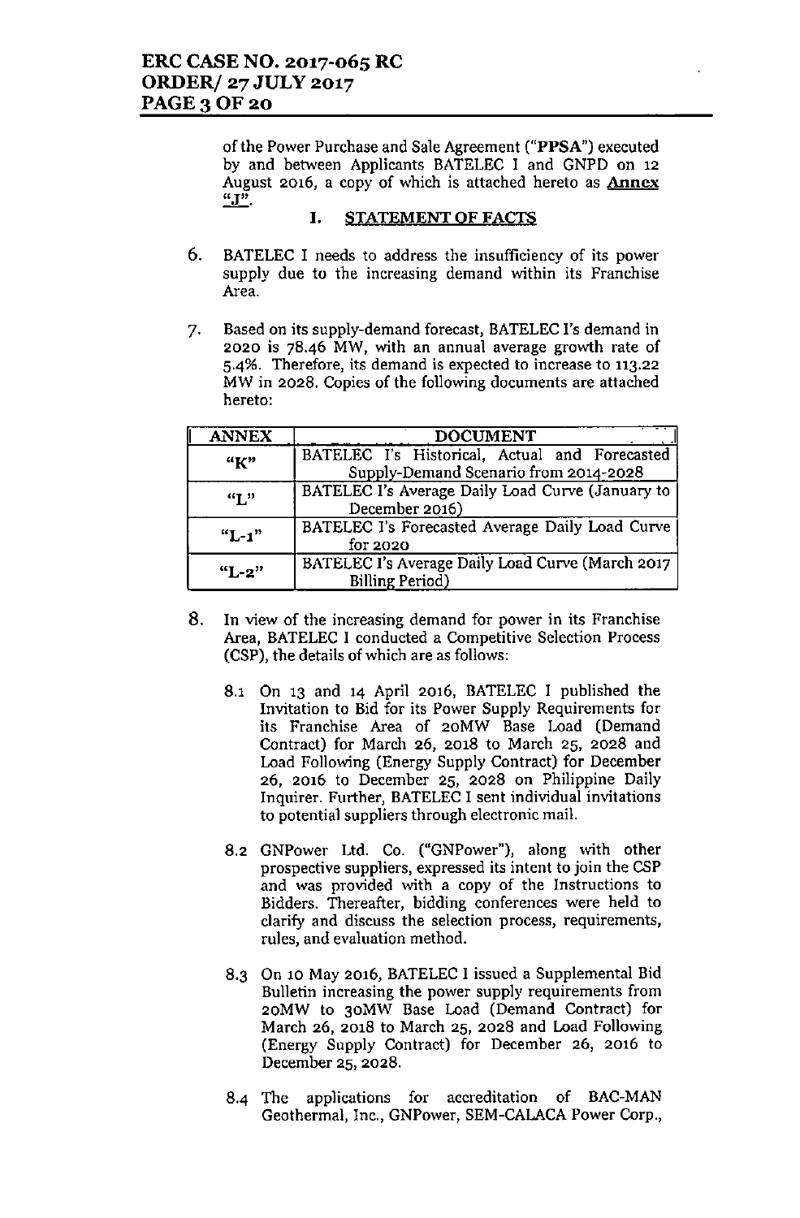of the Power Purchase and Sale Agreement ("**PPSA**") executed by and between Applicants BATELEC I and GNPD on 12 August 2016, a copy of which is attached hereto as **Annex "J"**.

## I. STATEMENT OF FACTS

6. BATELEC I needs to address the insufficiency of its power supply due to the increasing demand within its Franchise Area.

7. Based on its supply-demand forecast, BATELEC I's demand in 2020 is 78.46 MW, with an annual average growth rate of 5.4%. Therefore, its demand is expected to increase to 113.22 MW in 2028. Copies of the following documents are attached hereto:

| ANNEX | DOCUMENT |
| --- | --- |
| "K" | BATELEC I's Historical, Actual and Forecasted Supply-Demand Scenario from 2014-2028 |
| "L" | BATELEC I's Average Daily Load Curve (January to December 2016) |
| "L-1" | BATELEC I's Forecasted Average Daily Load Curve for 2020 |
| "L-2" | BATELEC I's Average Daily Load Curve (March 2017 Billing Period) |

8. In view of the increasing demand for power in its Franchise Area, BATELEC I conducted a Competitive Selection Process (CSP), the details of which are as follows:

   8.1 On 13 and 14 April 2016, BATELEC I published the Invitation to Bid for its Power Supply Requirements for its Franchise Area of 20MW Base Load (Demand Contract) for March 26, 2018 to March 25, 2028 and Load Following (Energy Supply Contract) for December 26, 2016 to December 25, 2028 on Philippine Daily Inquirer. Further, BATELEC I sent individual invitations to potential suppliers through electronic mail.

   8.2 GNPower Ltd. Co. ("GNPower"), along with other prospective suppliers, expressed its intent to join the CSP and was provided with a copy of the Instructions to Bidders. Thereafter, bidding conferences were held to clarify and discuss the selection process, requirements, rules, and evaluation method.

   8.3 On 10 May 2016, BATELEC I issued a Supplemental Bid Bulletin increasing the power supply requirements from 20MW to 30MW Base Load (Demand Contract) for March 26, 2018 to March 25, 2028 and Load Following (Energy Supply Contract) for December 26, 2016 to December 25, 2028.

   8.4 The applications for accreditation of BAC-MAN Geothermal, Inc., GNPower, SEM-CALACA Power Corp.,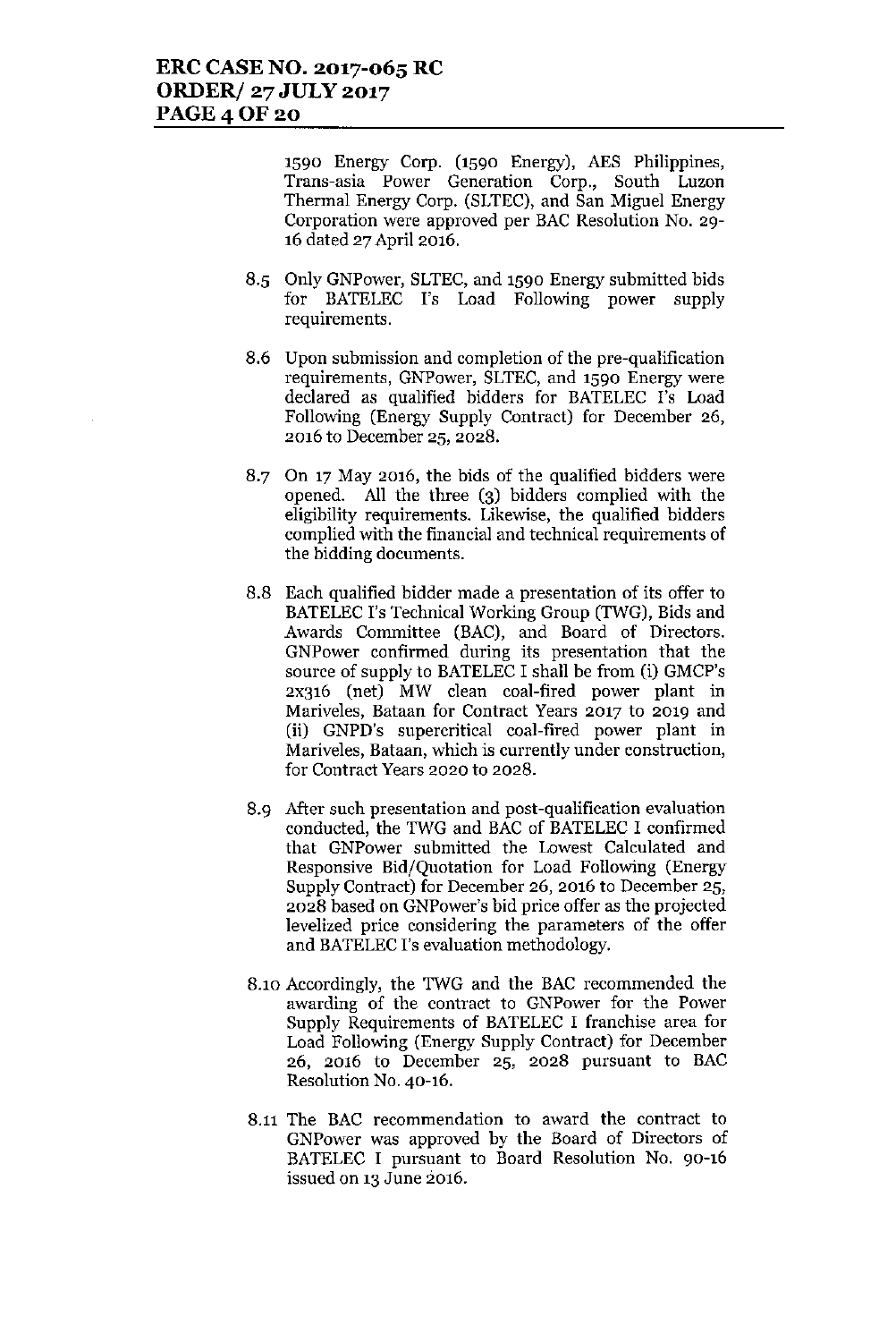1590 Energy Corp. (1590 Energy), AES Philippines, Trans-asia Power Generation Corp., South Luzon Thermal Energy Corp. (SLTEC), and San Miguel Energy Corporation were approved per BAC Resolution No. 29-16 dated 27 April 2016.

8.5 Only GNPower, SLTEC, and 1590 Energy submitted bids for BATELEC I's Load Following power supply requirements.

8.6 Upon submission and completion of the pre-qualification requirements, GNPower, SLTEC, and 1590 Energy were declared as qualified bidders for BATELEC I's Load Following (Energy Supply Contract) for December 26, 2016 to December 25, 2028.

8.7 On 17 May 2016, the bids of the qualified bidders were opened. All the three (3) bidders complied with the eligibility requirements. Likewise, the qualified bidders complied with the financial and technical requirements of the bidding documents.

8.8 Each qualified bidder made a presentation of its offer to BATELEC I's Technical Working Group (TWG), Bids and Awards Committee (BAC), and Board of Directors. GNPower confirmed during its presentation that the source of supply to BATELEC I shall be from (i) GMCP's 2x316 (net) MW clean coal-fired power plant in Mariveles, Bataan for Contract Years 2017 to 2019 and (ii) GNPD's supercritical coal-fired power plant in Mariveles, Bataan, which is currently under construction, for Contract Years 2020 to 2028.

8.9 After such presentation and post-qualification evaluation conducted, the TWG and BAC of BATELEC I confirmed that GNPower submitted the Lowest Calculated and Responsive Bid/Quotation for Load Following (Energy Supply Contract) for December 26, 2016 to December 25, 2028 based on GNPower's bid price offer as the projected levelized price considering the parameters of the offer and BATELEC I's evaluation methodology.

8.10 Accordingly, the TWG and the BAC recommended the awarding of the contract to GNPower for the Power Supply Requirements of BATELEC I franchise area for Load Following (Energy Supply Contract) for December 26, 2016 to December 25, 2028 pursuant to BAC Resolution No. 40-16.

8.11 The BAC recommendation to award the contract to GNPower was approved by the Board of Directors of BATELEC I pursuant to Board Resolution No. 90-16 issued on 13 June 2016.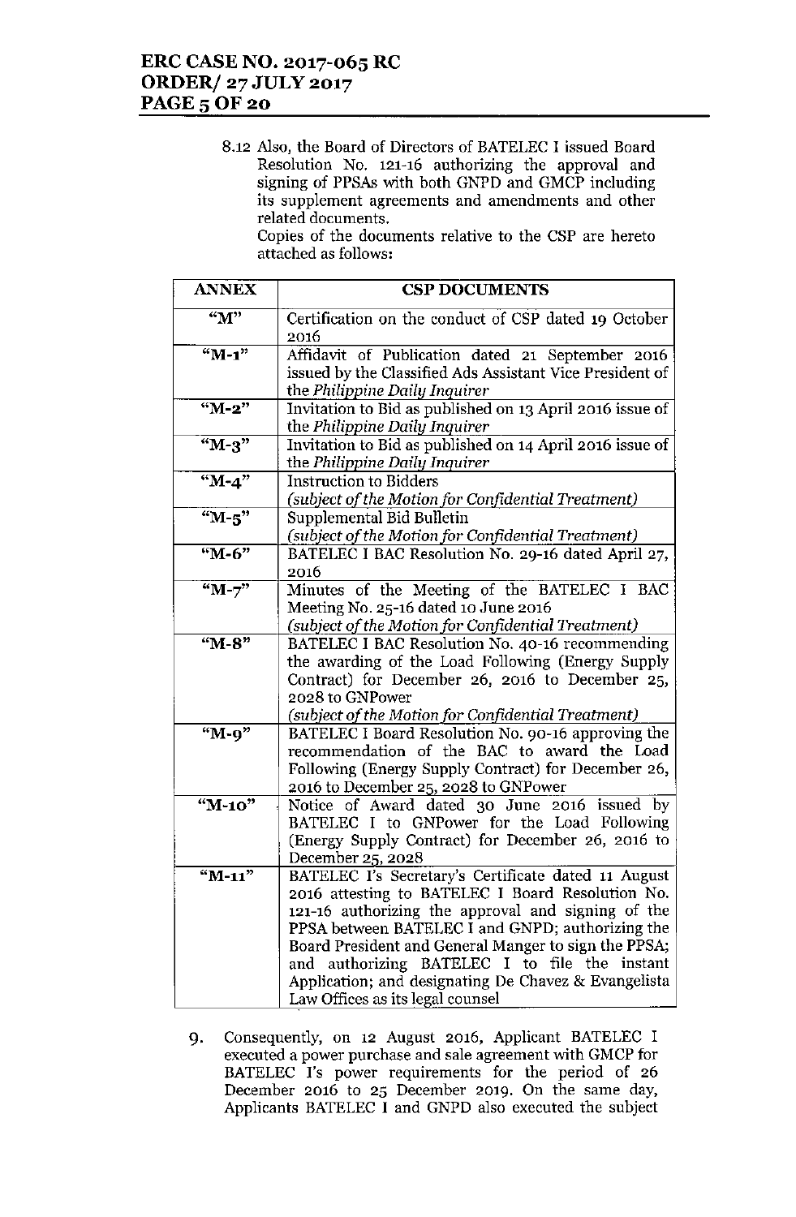8.12 Also, the Board of Directors of BATELEC I issued Board Resolution No. 121-16 authorizing the approval and signing of PPSAs with both GNPD and GMCP including its supplement agreements and amendments and other related documents.

Copies of the documents relative to the CSP are hereto attached as follows:

| ANNEX | CSP DOCUMENTS |
|---|---|
| "M" | Certification on the conduct of CSP dated 19 October 2016 |
| "M-1" | Affidavit of Publication dated 21 September 2016 issued by the Classified Ads Assistant Vice President of the *Philippine Daily Inquirer* |
| "M-2" | Invitation to Bid as published on 13 April 2016 issue of the *Philippine Daily Inquirer* |
| "M-3" | Invitation to Bid as published on 14 April 2016 issue of the *Philippine Daily Inquirer* |
| "M-4" | Instruction to Bidders *(subject of the Motion for Confidential Treatment)* |
| "M-5" | Supplemental Bid Bulletin *(subject of the Motion for Confidential Treatment)* |
| "M-6" | BATELEC I BAC Resolution No. 29-16 dated April 27, 2016 |
| "M-7" | Minutes of the Meeting of the BATELEC I BAC Meeting No. 25-16 dated 10 June 2016 *(subject of the Motion for Confidential Treatment)* |
| "M-8" | BATELEC I BAC Resolution No. 40-16 recommending the awarding of the Load Following (Energy Supply Contract) for December 26, 2016 to December 25, 2028 to GNPower *(subject of the Motion for Confidential Treatment)* |
| "M-9" | BATELEC I Board Resolution No. 90-16 approving the recommendation of the BAC to award the Load Following (Energy Supply Contract) for December 26, 2016 to December 25, 2028 to GNPower |
| "M-10" | Notice of Award dated 30 June 2016 issued by BATELEC I to GNPower for the Load Following (Energy Supply Contract) for December 26, 2016 to December 25, 2028 |
| "M-11" | BATELEC I's Secretary's Certificate dated 11 August 2016 attesting to BATELEC I Board Resolution No. 121-16 authorizing the approval and signing of the PPSA between BATELEC I and GNPD; authorizing the Board President and General Manger to sign the PPSA; and authorizing BATELEC I to file the instant Application; and designating De Chavez & Evangelista Law Offices as its legal counsel |

9. Consequently, on 12 August 2016, Applicant BATELEC I executed a power purchase and sale agreement with GMCP for BATELEC I's power requirements for the period of 26 December 2016 to 25 December 2019. On the same day, Applicants BATELEC I and GNPD also executed the subject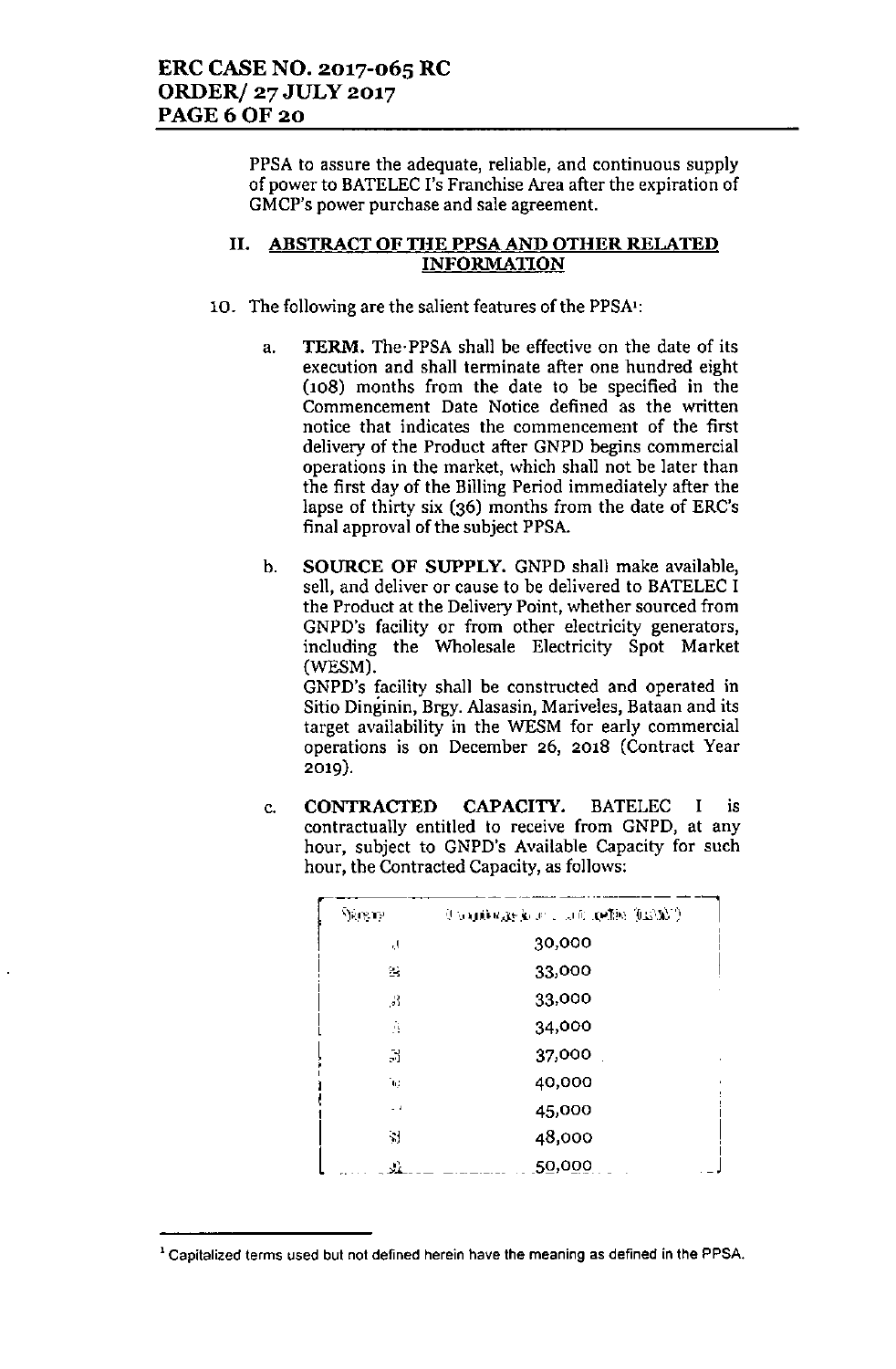PPSA to assure the adequate, reliable, and continuous supply of power to BATELEC I's Franchise Area after the expiration of GMCP's power purchase and sale agreement.

## II. ABSTRACT OF THE PPSA AND OTHER RELATED INFORMATION

10. The following are the salient features of the PPSA[1]:

    a. **TERM.** The PPSA shall be effective on the date of its execution and shall terminate after one hundred eight (108) months from the date to be specified in the Commencement Date Notice defined as the written notice that indicates the commencement of the first delivery of the Product after GNPD begins commercial operations in the market, which shall not be later than the first day of the Billing Period immediately after the lapse of thirty six (36) months from the date of ERC's final approval of the subject PPSA.

    b. **SOURCE OF SUPPLY.** GNPD shall make available, sell, and deliver or cause to be delivered to BATELEC I the Product at the Delivery Point, whether sourced from GNPD's facility or from other electricity generators, including the Wholesale Electricity Spot Market (WESM).

       GNPD's facility shall be constructed and operated in Sitio Dinginin, Brgy. Alasasin, Mariveles, Bataan and its target availability in the WESM for early commercial operations is on December 26, 2018 (Contract Year 2019).

    c. **CONTRACTED CAPACITY.** BATELEC I is contractually entitled to receive from GNPD, at any hour, subject to GNPD's Available Capacity for such hour, the Contracted Capacity, as follows:

| Year | Contracted Capacity (kW) |
|---|---|
| 1 | 30,000 |
| 2 | 33,000 |
| 3 | 33,000 |
| 4 | 34,000 |
| 5 | 37,000 |
| 6 | 40,000 |
| 7 | 45,000 |
| 8 | 48,000 |
| 9 | 50,000 |

---

[1] Capitalized terms used but not defined herein have the meaning as defined in the PPSA.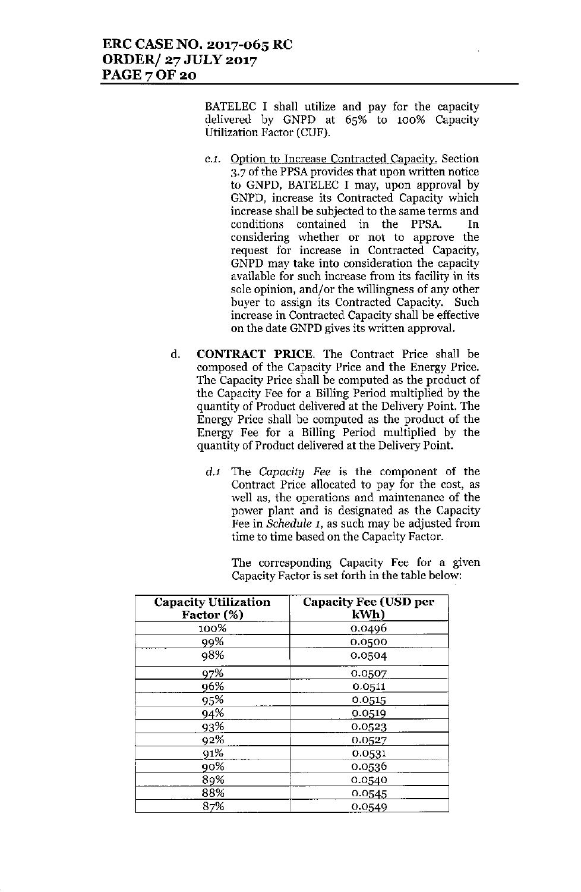BATELEC I shall utilize and pay for the capacity delivered by GNPD at 65% to 100% Capacity Utilization Factor (CUF).

c.1. Option to Increase Contracted Capacity. Section 3.7 of the PPSA provides that upon written notice to GNPD, BATELEC I may, upon approval by GNPD, increase its Contracted Capacity which increase shall be subjected to the same terms and conditions contained in the PPSA. In considering whether or not to approve the request for increase in Contracted Capacity, GNPD may take into consideration the capacity available for such increase from its facility in its sole opinion, and/or the willingness of any other buyer to assign its Contracted Capacity. Such increase in Contracted Capacity shall be effective on the date GNPD gives its written approval.

d. **CONTRACT PRICE**. The Contract Price shall be composed of the Capacity Price and the Energy Price. The Capacity Price shall be computed as the product of the Capacity Fee for a Billing Period multiplied by the quantity of Product delivered at the Delivery Point. The Energy Price shall be computed as the product of the Energy Fee for a Billing Period multiplied by the quantity of Product delivered at the Delivery Point.

*d.1* The *Capacity Fee* is the component of the Contract Price allocated to pay for the cost, as well as, the operations and maintenance of the power plant and is designated as the Capacity Fee in *Schedule 1*, as such may be adjusted from time to time based on the Capacity Factor.

The corresponding Capacity Fee for a given Capacity Factor is set forth in the table below:

| Capacity Utilization Factor (%) | Capacity Fee (USD per kWh) |
|---|---|
| 100% | 0.0496 |
| 99% | 0.0500 |
| 98% | 0.0504 |
| 97% | 0.0507 |
| 96% | 0.0511 |
| 95% | 0.0515 |
| 94% | 0.0519 |
| 93% | 0.0523 |
| 92% | 0.0527 |
| 91% | 0.0531 |
| 90% | 0.0536 |
| 89% | 0.0540 |
| 88% | 0.0545 |
| 87% | 0.0549 |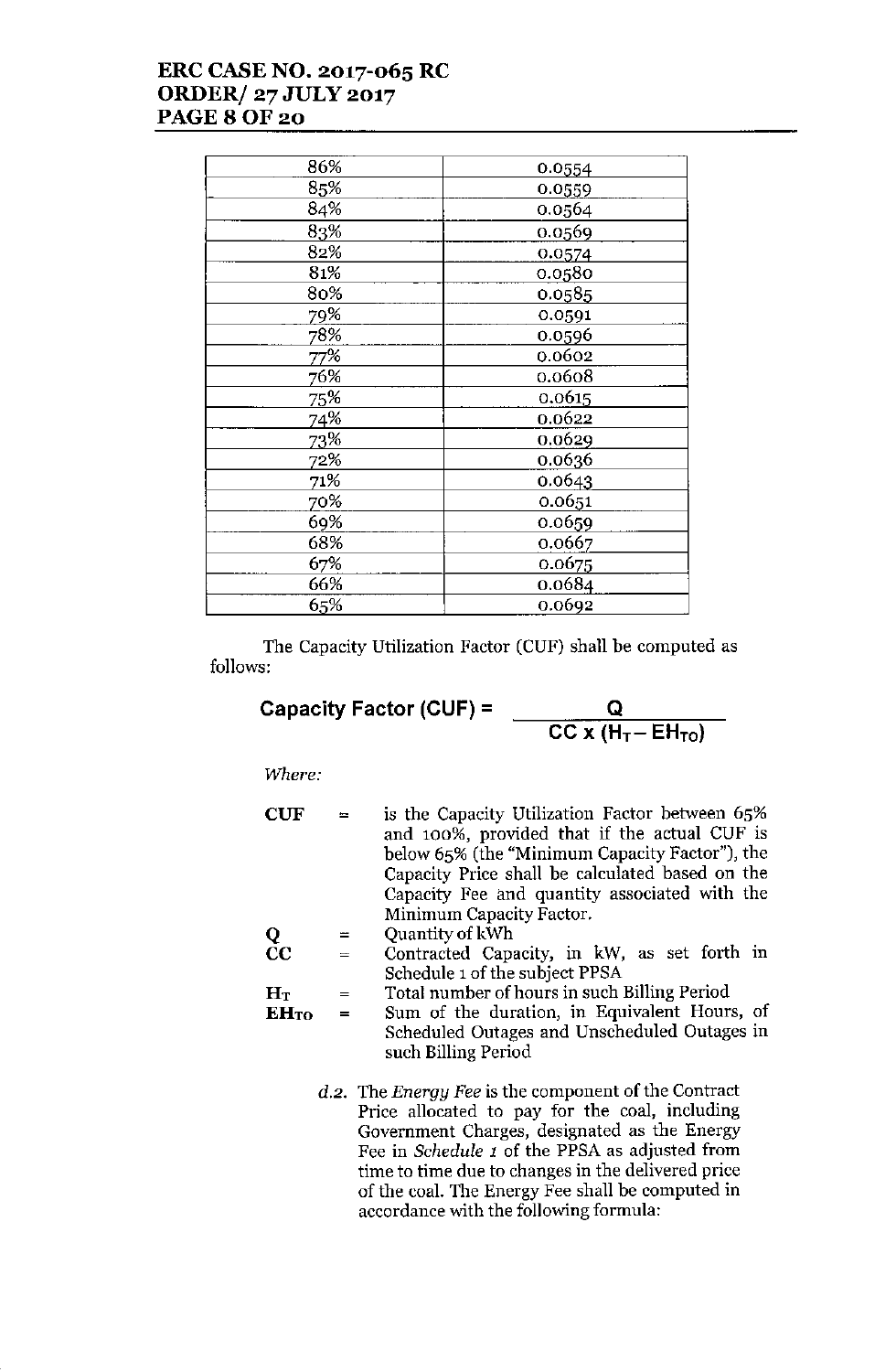| 86% | 0.0554 |
|---|---|
| 85% | 0.0559 |
| 84% | 0.0564 |
| 83% | 0.0569 |
| 82% | 0.0574 |
| 81% | 0.0580 |
| 80% | 0.0585 |
| 79% | 0.0591 |
| 78% | 0.0596 |
| 77% | 0.0602 |
| 76% | 0.0608 |
| 75% | 0.0615 |
| 74% | 0.0622 |
| 73% | 0.0629 |
| 72% | 0.0636 |
| 71% | 0.0643 |
| 70% | 0.0651 |
| 69% | 0.0659 |
| 68% | 0.0667 |
| 67% | 0.0675 |
| 66% | 0.0684 |
| 65% | 0.0692 |

The Capacity Utilization Factor (CUF) shall be computed as follows:

$$\textbf{Capacity Factor (CUF)} = \frac{Q}{CC \times (H_T - EH_{TO})}$$

*Where:*

**CUF** = is the Capacity Utilization Factor between 65% and 100%, provided that if the actual CUF is below 65% (the "Minimum Capacity Factor"), the Capacity Price shall be calculated based on the Capacity Fee and quantity associated with the Minimum Capacity Factor.

**Q** = Quantity of kWh

**CC** = Contracted Capacity, in kW, as set forth in Schedule 1 of the subject PPSA

$\mathbf{H_T}$ = Total number of hours in such Billing Period

$\mathbf{EH_{TO}}$ = Sum of the duration, in Equivalent Hours, of Scheduled Outages and Unscheduled Outages in such Billing Period

*d.2.* The *Energy Fee* is the component of the Contract Price allocated to pay for the coal, including Government Charges, designated as the Energy Fee in *Schedule 1* of the PPSA as adjusted from time to time due to changes in the delivered price of the coal. The Energy Fee shall be computed in accordance with the following formula: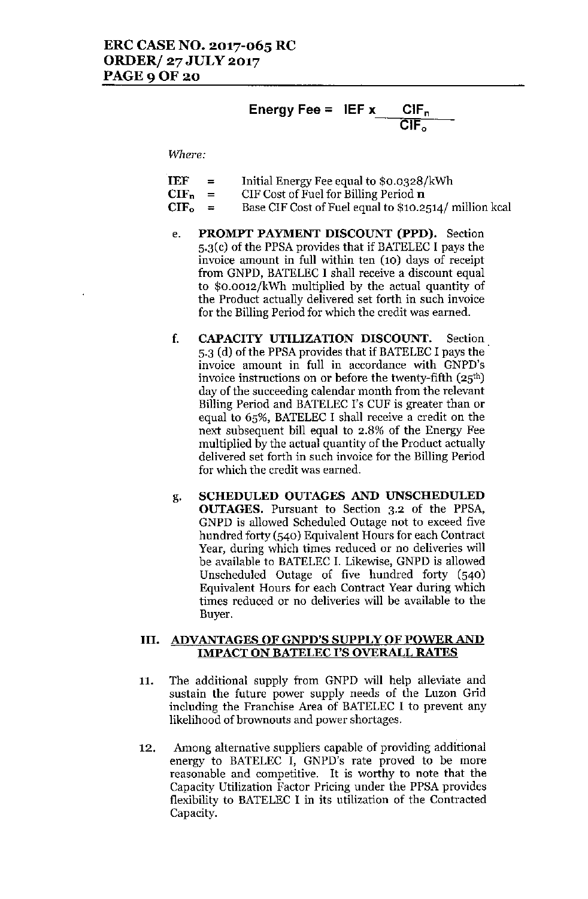$$\textbf{Energy Fee} = \textbf{IEF} \times \frac{\textbf{CIF}_n}{\textbf{CIF}_o}$$

*Where:*

$IEF$ = Initial Energy Fee equal to \$0.0328/kWh

$CIF_n$ = CIF Cost of Fuel for Billing Period **n**

$CIF_o$ = Base CIF Cost of Fuel equal to \$10.2514/ million kcal

e. **PROMPT PAYMENT DISCOUNT (PPD).** Section 5.3(c) of the PPSA provides that if BATELEC I pays the invoice amount in full within ten (10) days of receipt from GNPD, BATELEC I shall receive a discount equal to \$0.0012/kWh multiplied by the actual quantity of the Product actually delivered set forth in such invoice for the Billing Period for which the credit was earned.

f. **CAPACITY UTILIZATION DISCOUNT.** Section 5.3 (d) of the PPSA provides that if BATELEC I pays the invoice amount in full in accordance with GNPD's invoice instructions on or before the twenty-fifth ($25^{th}$) day of the succeeding calendar month from the relevant Billing Period and BATELEC I's CUF is greater than or equal to 65%, BATELEC I shall receive a credit on the next subsequent bill equal to 2.8% of the Energy Fee multiplied by the actual quantity of the Product actually delivered set forth in such invoice for the Billing Period for which the credit was earned.

g. **SCHEDULED OUTAGES AND UNSCHEDULED OUTAGES.** Pursuant to Section 3.2 of the PPSA, GNPD is allowed Scheduled Outage not to exceed five hundred forty (540) Equivalent Hours for each Contract Year, during which times reduced or no deliveries will be available to BATELEC I. Likewise, GNPD is allowed Unscheduled Outage of five hundred forty (540) Equivalent Hours for each Contract Year during which times reduced or no deliveries will be available to the Buyer.

## III. ADVANTAGES OF GNPD'S SUPPLY OF POWER AND IMPACT ON BATELEC I'S OVERALL RATES

11. The additional supply from GNPD will help alleviate and sustain the future power supply needs of the Luzon Grid including the Franchise Area of BATELEC I to prevent any likelihood of brownouts and power shortages.

12. Among alternative suppliers capable of providing additional energy to BATELEC I, GNPD's rate proved to be more reasonable and competitive. It is worthy to note that the Capacity Utilization Factor Pricing under the PPSA provides flexibility to BATELEC I in its utilization of the Contracted Capacity.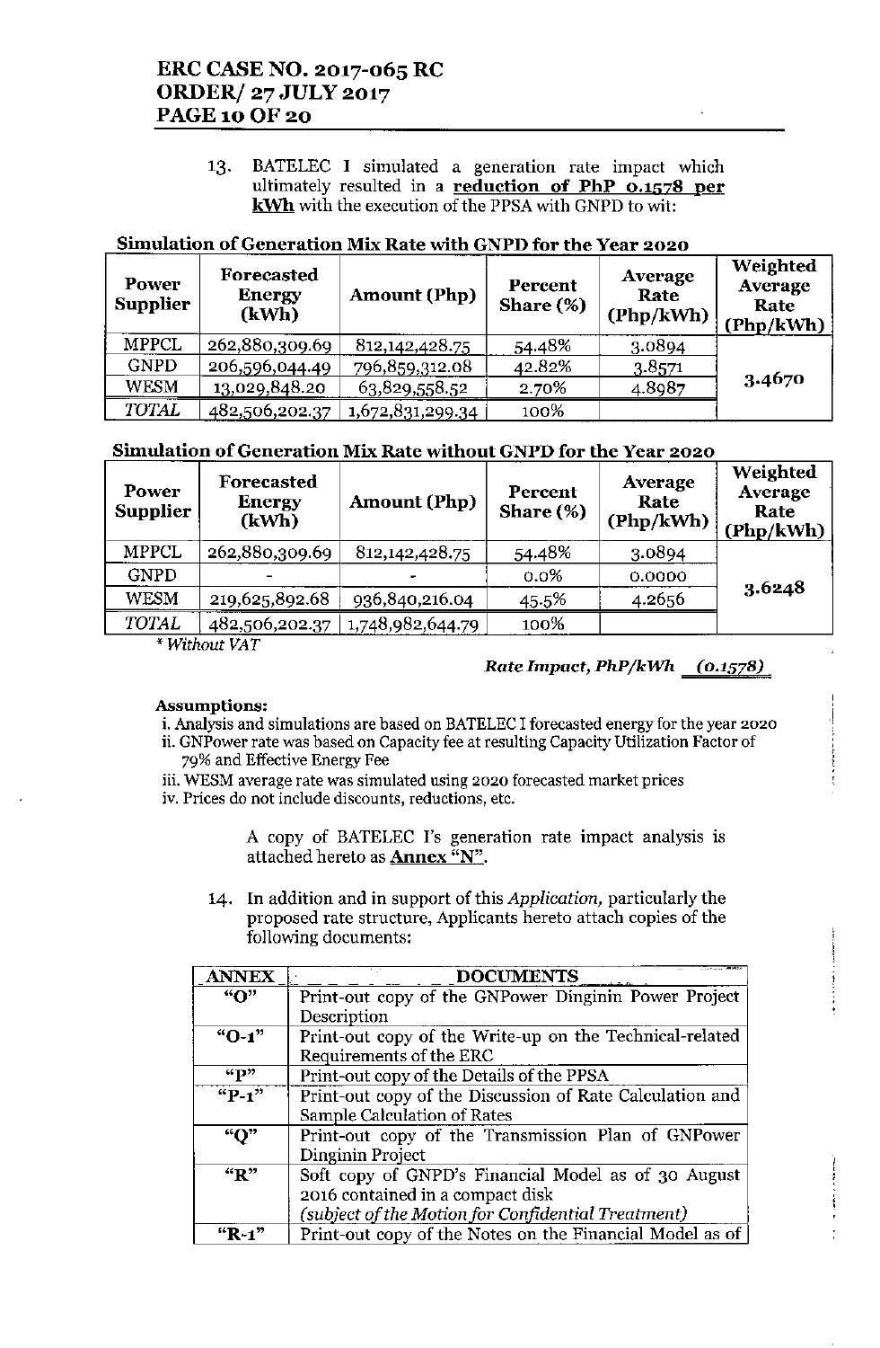13. BATELEC I simulated a generation rate impact which ultimately resulted in a **reduction of PhP 0.1578 per kWh** with the execution of the PPSA with GNPD to wit:

**Simulation of Generation Mix Rate with GNPD for the Year 2020**

| Power Supplier | Forecasted Energy (kWh) | Amount (Php) | Percent Share (%) | Average Rate (Php/kWh) | Weighted Average Rate (Php/kWh) |
|---|---|---|---|---|---|
| MPPCL | 262,880,309.69 | 812,142,428.75 | 54.48% | 3.0894 | 3.4670 |
| GNPD | 206,596,044.49 | 796,859,312.08 | 42.82% | 3.8571 | |
| WESM | 13,029,848.20 | 63,829,558.52 | 2.70% | 4.8987 | |
| *TOTAL* | 482,506,202.37 | 1,672,831,299.34 | 100% | | |

**Simulation of Generation Mix Rate without GNPD for the Year 2020**

| Power Supplier | Forecasted Energy (kWh) | Amount (Php) | Percent Share (%) | Average Rate (Php/kWh) | Weighted Average Rate (Php/kWh) |
|---|---|---|---|---|---|
| MPPCL | 262,880,309.69 | 812,142,428.75 | 54.48% | 3.0894 | 3.6248 |
| GNPD | - | - | 0.0% | 0.0000 | |
| WESM | 219,625,892.68 | 936,840,216.04 | 45.5% | 4.2656 | |
| *TOTAL* | 482,506,202.37 | 1,748,982,644.79 | 100% | | |

\* *Without VAT*

***Rate Impact, PhP/kWh*** **(0.1578)**

**Assumptions:**

i. Analysis and simulations are based on BATELEC I forecasted energy for the year 2020
ii. GNPower rate was based on Capacity fee at resulting Capacity Utilization Factor of 79% and Effective Energy Fee
iii. WESM average rate was simulated using 2020 forecasted market prices
iv. Prices do not include discounts, reductions, etc.

A copy of BATELEC I's generation rate impact analysis is attached hereto as **Annex "N"**.

14. In addition and in support of this *Application,* particularly the proposed rate structure, Applicants hereto attach copies of the following documents:

| ANNEX | DOCUMENTS |
|---|---|
| "O" | Print-out copy of the GNPower Dinginin Power Project Description |
| "O-1" | Print-out copy of the Write-up on the Technical-related Requirements of the ERC |
| "P" | Print-out copy of the Details of the PPSA |
| "P-1" | Print-out copy of the Discussion of Rate Calculation and Sample Calculation of Rates |
| "Q" | Print-out copy of the Transmission Plan of GNPower Dinginin Project |
| "R" | Soft copy of GNPD's Financial Model as of 30 August 2016 contained in a compact disk *(subject of the Motion for Confidential Treatment)* |
| "R-1" | Print-out copy of the Notes on the Financial Model as of |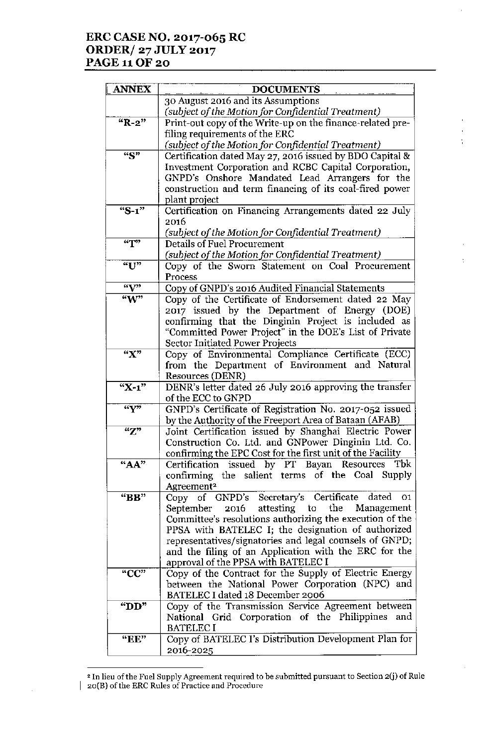| ANNEX | DOCUMENTS |
|---|---|
| | 30 August 2016 and its Assumptions *(subject of the Motion for Confidential Treatment)* |
| "R-2" | Print-out copy of the Write-up on the finance-related pre-filing requirements of the ERC *(subject of the Motion for Confidential Treatment)* |
| "S" | Certification dated May 27, 2016 issued by BDO Capital & Investment Corporation and RCBC Capital Corporation, GNPD's Onshore Mandated Lead Arrangers for the construction and term financing of its coal-fired power plant project |
| "S-1" | Certification on Financing Arrangements dated 22 July 2016 *(subject of the Motion for Confidential Treatment)* |
| "T" | Details of Fuel Procurement *(subject of the Motion for Confidential Treatment)* |
| "U" | Copy of the Sworn Statement on Coal Procurement Process |
| "V" | Copy of GNPD's 2016 Audited Financial Statements |
| "W" | Copy of the Certificate of Endorsement dated 22 May 2017 issued by the Department of Energy (DOE) confirming that the Dinginin Project is included as "Committed Power Project" in the DOE's List of Private Sector Initiated Power Projects |
| "X" | Copy of Environmental Compliance Certificate (ECC) from the Department of Environment and Natural Resources (DENR) |
| "X-1" | DENR's letter dated 26 July 2016 approving the transfer of the ECC to GNPD |
| "Y" | GNPD's Certificate of Registration No. 2017-052 issued by the Authority of the Freeport Area of Bataan (AFAB) |
| "Z" | Joint Certification issued by Shanghai Electric Power Construction Co. Ltd. and GNPower Dinginin Ltd. Co. confirming the EPC Cost for the first unit of the Facility |
| "AA" | Certification issued by PT Bayan Resources Tbk confirming the salient terms of the Coal Supply Agreement[2] |
| "BB" | Copy of GNPD's Secretary's Certificate dated 01 September 2016 attesting to the Management Committee's resolutions authorizing the execution of the PPSA with BATELEC I; the designation of authorized representatives/signatories and legal counsels of GNPD; and the filing of an Application with the ERC for the approval of the PPSA with BATELEC I |
| "CC" | Copy of the Contract for the Supply of Electric Energy between the National Power Corporation (NPC) and BATELEC I dated 18 December 2006 |
| "DD" | Copy of the Transmission Service Agreement between National Grid Corporation of the Philippines and BATELEC I |
| "EE" | Copy of BATELEC I's Distribution Development Plan for 2016-2025 |

[2] In lieu of the Fuel Supply Agreement required to be submitted pursuant to Section 2(j) of Rule 20(B) of the ERC Rules of Practice and Procedure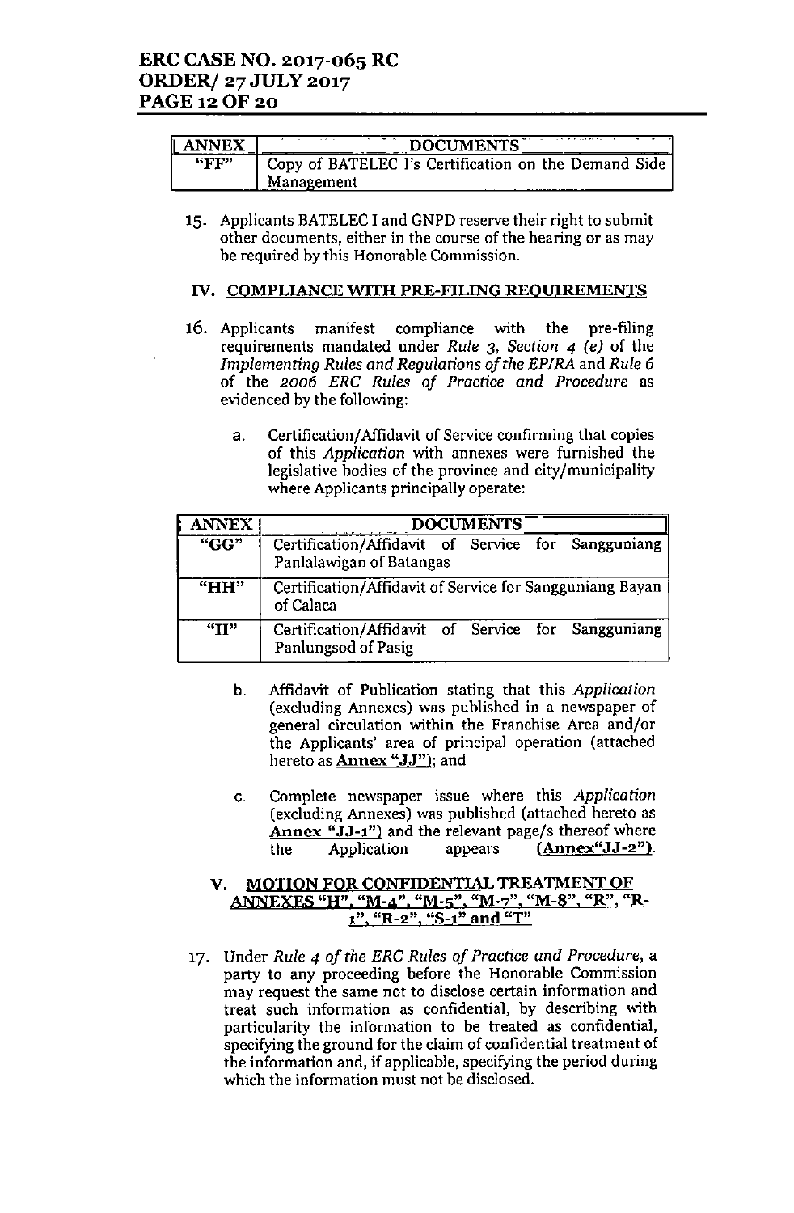| ANNEX | DOCUMENTS |
|---|---|
| "FF" | Copy of BATELEC I's Certification on the Demand Side Management |

15. Applicants BATELEC I and GNPD reserve their right to submit other documents, either in the course of the hearing or as may be required by this Honorable Commission.

## IV. COMPLIANCE WITH PRE-FILING REQUIREMENTS

16. Applicants manifest compliance with the pre-filing requirements mandated under *Rule 3, Section 4 (e)* of the *Implementing Rules and Regulations of the EPIRA* and *Rule 6* of the *2006 ERC Rules of Practice and Procedure* as evidenced by the following:

    a. Certification/Affidavit of Service confirming that copies of this *Application* with annexes were furnished the legislative bodies of the province and city/municipality where Applicants principally operate:

| ANNEX | DOCUMENTS |
|---|---|
| "GG" | Certification/Affidavit of Service for Sangguniang Panlalawigan of Batangas |
| "HH" | Certification/Affidavit of Service for Sangguniang Bayan of Calaca |
| "II" | Certification/Affidavit of Service for Sangguniang Panlungsod of Pasig |

    b. Affidavit of Publication stating that this *Application* (excluding Annexes) was published in a newspaper of general circulation within the Franchise Area and/or the Applicants' area of principal operation (attached hereto as **Annex "JJ"**); and

    c. Complete newspaper issue where this *Application* (excluding Annexes) was published (attached hereto as **Annex "JJ-1"**) and the relevant page/s thereof where the Application appears **(Annex"JJ-2")**.

## V. MOTION FOR CONFIDENTIAL TREATMENT OF ANNEXES "H", "M-4", "M-5", "M-7", "M-8", "R", "R-1", "R-2", "S-1" and "T"

17. Under *Rule 4 of the ERC Rules of Practice and Procedure*, a party to any proceeding before the Honorable Commission may request the same not to disclose certain information and treat such information as confidential, by describing with particularity the information to be treated as confidential, specifying the ground for the claim of confidential treatment of the information and, if applicable, specifying the period during which the information must not be disclosed.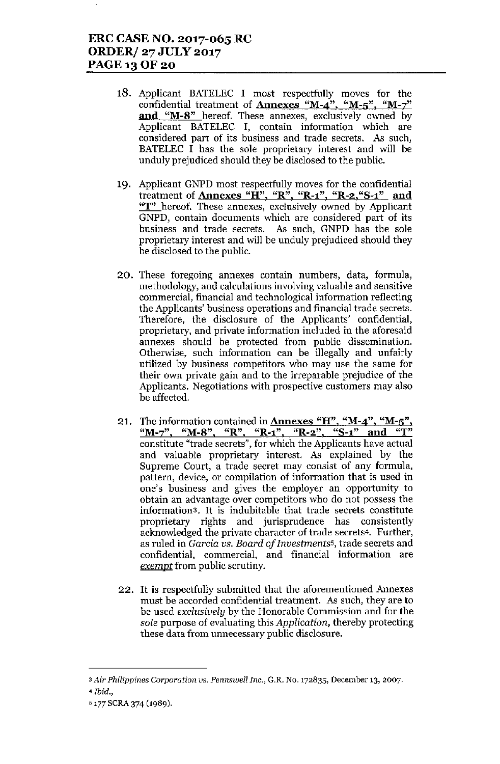18. Applicant BATELEC I most respectfully moves for the confidential treatment of **Annexes "M-4", "M-5", "M-7" and "M-8"** hereof. These annexes, exclusively owned by Applicant BATELEC I, contain information which are considered part of its business and trade secrets. As such, BATELEC I has the sole proprietary interest and will be unduly prejudiced should they be disclosed to the public.

19. Applicant GNPD most respectfully moves for the confidential treatment of **Annexes "H", "R", "R-1", "R-2,"S-1" and "T"** hereof. These annexes, exclusively owned by Applicant GNPD, contain documents which are considered part of its business and trade secrets. As such, GNPD has the sole proprietary interest and will be unduly prejudiced should they be disclosed to the public.

20. These foregoing annexes contain numbers, data, formula, methodology, and calculations involving valuable and sensitive commercial, financial and technological information reflecting the Applicants' business operations and financial trade secrets. Therefore, the disclosure of the Applicants' confidential, proprietary, and private information included in the aforesaid annexes should be protected from public dissemination. Otherwise, such information can be illegally and unfairly utilized by business competitors who may use the same for their own private gain and to the irreparable prejudice of the Applicants. Negotiations with prospective customers may also be affected.

21. The information contained in **Annexes "H", "M-4", "M-5", "M-7", "M-8", "R", "R-1", "R-2", "S-1" and "T"** constitute "trade secrets", for which the Applicants have actual and valuable proprietary interest. As explained by the Supreme Court, a trade secret may consist of any formula, pattern, device, or compilation of information that is used in one's business and gives the employer an opportunity to obtain an advantage over competitors who do not possess the information[3]. It is indubitable that trade secrets constitute proprietary rights and jurisprudence has consistently acknowledged the private character of trade secrets[4]. Further, as ruled in *Garcia vs. Board of Investments*[5], trade secrets and confidential, commercial, and financial information are *exempt* from public scrutiny.

22. It is respectfully submitted that the aforementioned Annexes must be accorded confidential treatment. As such, they are to be used *exclusively* by the Honorable Commission and for the *sole* purpose of evaluating this *Application*, thereby protecting these data from unnecessary public disclosure.

---

[3] *Air Philippines Corporation vs. Pennswell Inc.*, G.R. No. 172835, December 13, 2007.

[4] *Ibid.*,

[5] 177 SCRA 374 (1989).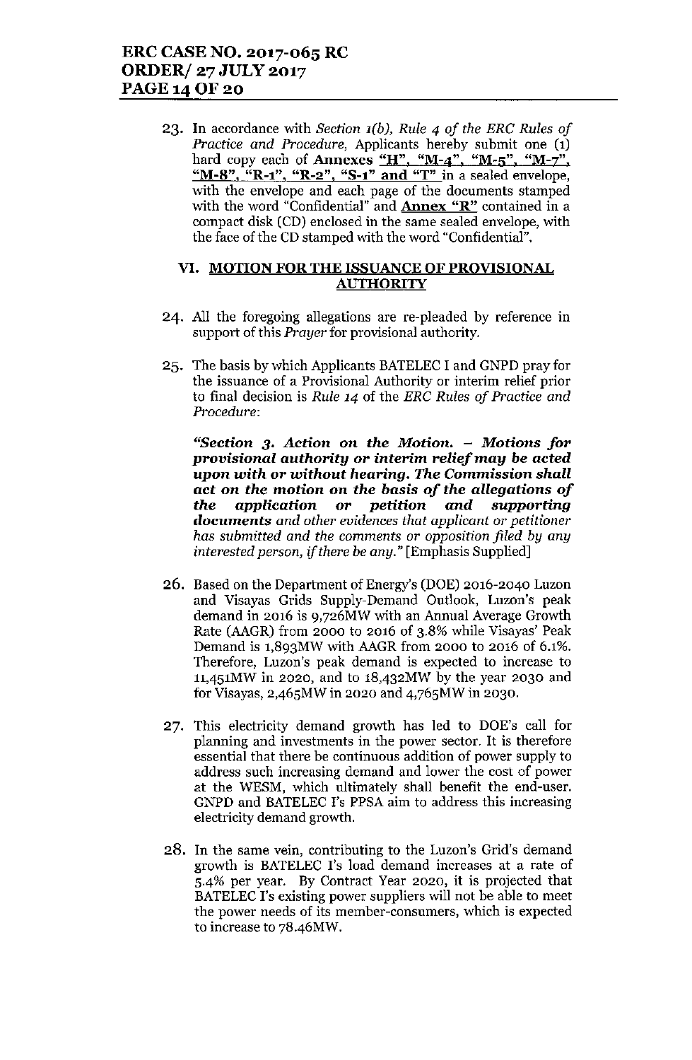23. In accordance with *Section 1(b), Rule 4 of the ERC Rules of Practice and Procedure,* Applicants hereby submit one (1) hard copy each of **Annexes "H", "M-4", "M-5", "M-7", "M-8", "R-1", "R-2", "S-1" and "T"** in a sealed envelope, with the envelope and each page of the documents stamped with the word "Confidential" and **Annex "R"** contained in a compact disk (CD) enclosed in the same sealed envelope, with the face of the CD stamped with the word "Confidential".

## VI. MOTION FOR THE ISSUANCE OF PROVISIONAL AUTHORITY

24. All the foregoing allegations are re-pleaded by reference in support of this *Prayer* for provisional authority.

25. The basis by which Applicants BATELEC I and GNPD pray for the issuance of a Provisional Authority or interim relief prior to final decision is *Rule 14* of the *ERC Rules of Practice and Procedure*:

    ***"Section 3. Action on the Motion. – Motions for provisional authority or interim relief may be acted upon with or without hearing. The Commission shall act on the motion on the basis of the allegations of the application or petition and supporting documents** and other evidences that applicant or petitioner has submitted and the comments or opposition filed by any interested person, if there be any."* [Emphasis Supplied]

26. Based on the Department of Energy's (DOE) 2016-2040 Luzon and Visayas Grids Supply-Demand Outlook, Luzon's peak demand in 2016 is 9,726MW with an Annual Average Growth Rate (AAGR) from 2000 to 2016 of 3.8% while Visayas' Peak Demand is 1,893MW with AAGR from 2000 to 2016 of 6.1%. Therefore, Luzon's peak demand is expected to increase to 11,451MW in 2020, and to 18,432MW by the year 2030 and for Visayas, 2,465MW in 2020 and 4,765MW in 2030.

27. This electricity demand growth has led to DOE's call for planning and investments in the power sector. It is therefore essential that there be continuous addition of power supply to address such increasing demand and lower the cost of power at the WESM, which ultimately shall benefit the end-user. GNPD and BATELEC I's PPSA aim to address this increasing electricity demand growth.

28. In the same vein, contributing to the Luzon's Grid's demand growth is BATELEC I's load demand increases at a rate of 5.4% per year. By Contract Year 2020, it is projected that BATELEC I's existing power suppliers will not be able to meet the power needs of its member-consumers, which is expected to increase to 78.46MW.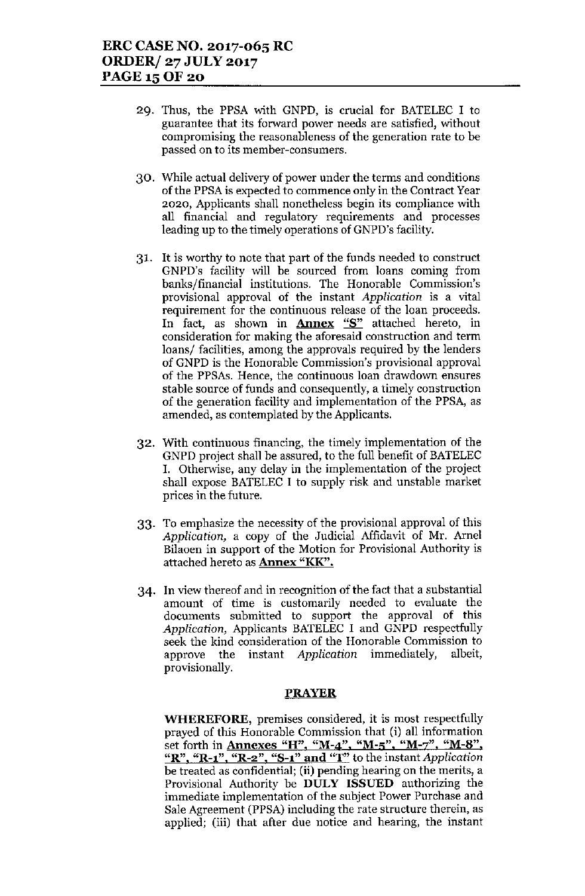29. Thus, the PPSA with GNPD, is crucial for BATELEC I to guarantee that its forward power needs are satisfied, without compromising the reasonableness of the generation rate to be passed on to its member-consumers.

30. While actual delivery of power under the terms and conditions of the PPSA is expected to commence only in the Contract Year 2020, Applicants shall nonetheless begin its compliance with all financial and regulatory requirements and processes leading up to the timely operations of GNPD's facility.

31. It is worthy to note that part of the funds needed to construct GNPD's facility will be sourced from loans coming from banks/financial institutions. The Honorable Commission's provisional approval of the instant *Application* is a vital requirement for the continuous release of the loan proceeds. In fact, as shown in **<u>Annex "S"</u>** attached hereto, in consideration for making the aforesaid construction and term loans/ facilities, among the approvals required by the lenders of GNPD is the Honorable Commission's provisional approval of the PPSAs. Hence, the continuous loan drawdown ensures stable source of funds and consequently, a timely construction of the generation facility and implementation of the PPSA, as amended, as contemplated by the Applicants.

32. With continuous financing, the timely implementation of the GNPD project shall be assured, to the full benefit of BATELEC I. Otherwise, any delay in the implementation of the project shall expose BATELEC I to supply risk and unstable market prices in the future.

33. To emphasize the necessity of the provisional approval of this *Application*, a copy of the Judicial Affidavit of Mr. Arnel Bilaoen in support of the Motion for Provisional Authority is attached hereto as **<u>Annex "KK"</u>**.

34. In view thereof and in recognition of the fact that a substantial amount of time is customarily needed to evaluate the documents submitted to support the approval of this *Application*, Applicants BATELEC I and GNPD respectfully seek the kind consideration of the Honorable Commission to approve the instant *Application* immediately, albeit, provisionally.

## PRAYER

**WHEREFORE**, premises considered, it is most respectfully prayed of this Honorable Commission that (i) all information set forth in **<u>Annexes "H", "M-4", "M-5", "M-7", "M-8", "R", "R-1", "R-2", "S-1" and "T"</u>** to the instant *Application* be treated as confidential; (ii) pending hearing on the merits, a Provisional Authority be **DULY ISSUED** authorizing the immediate implementation of the subject Power Purchase and Sale Agreement (PPSA) including the rate structure therein, as applied; (iii) that after due notice and hearing, the instant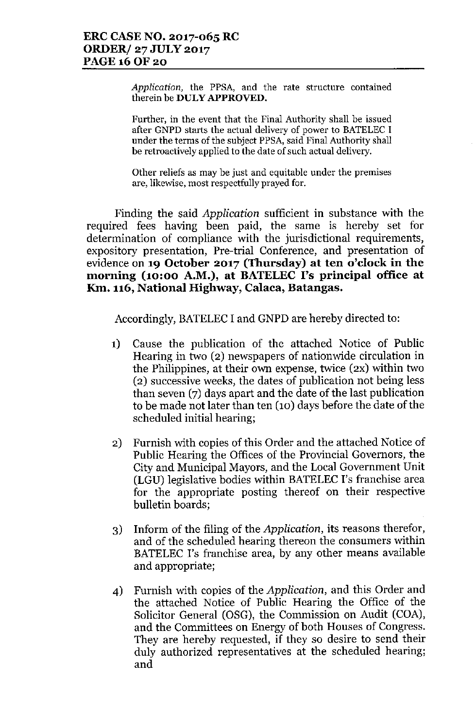*Application*, the PPSA, and the rate structure contained therein be **DULY APPROVED.**

Further, in the event that the Final Authority shall be issued after GNPD starts the actual delivery of power to BATELEC I under the terms of the subject PPSA, said Final Authority shall be retroactively applied to the date of such actual delivery.

Other reliefs as may be just and equitable under the premises are, likewise, most respectfully prayed for.

Finding the said *Application* sufficient in substance with the required fees having been paid, the same is hereby set for determination of compliance with the jurisdictional requirements, expository presentation, Pre-trial Conference, and presentation of evidence on **19 October 2017 (Thursday) at ten o'clock in the morning (10:00 A.M.), at BATELEC I's principal office at Km. 116, National Highway, Calaca, Batangas.**

Accordingly, BATELEC I and GNPD are hereby directed to:

1) Cause the publication of the attached Notice of Public Hearing in two (2) newspapers of nationwide circulation in the Philippines, at their own expense, twice (2x) within two (2) successive weeks, the dates of publication not being less than seven (7) days apart and the date of the last publication to be made not later than ten (10) days before the date of the scheduled initial hearing;

2) Furnish with copies of this Order and the attached Notice of Public Hearing the Offices of the Provincial Governors, the City and Municipal Mayors, and the Local Government Unit (LGU) legislative bodies within BATELEC I's franchise area for the appropriate posting thereof on their respective bulletin boards;

3) Inform of the filing of the *Application*, its reasons therefor, and of the scheduled hearing thereon the consumers within BATELEC I's franchise area, by any other means available and appropriate;

4) Furnish with copies of the *Application*, and this Order and the attached Notice of Public Hearing the Office of the Solicitor General (OSG), the Commission on Audit (COA), and the Committees on Energy of both Houses of Congress. They are hereby requested, if they so desire to send their duly authorized representatives at the scheduled hearing; and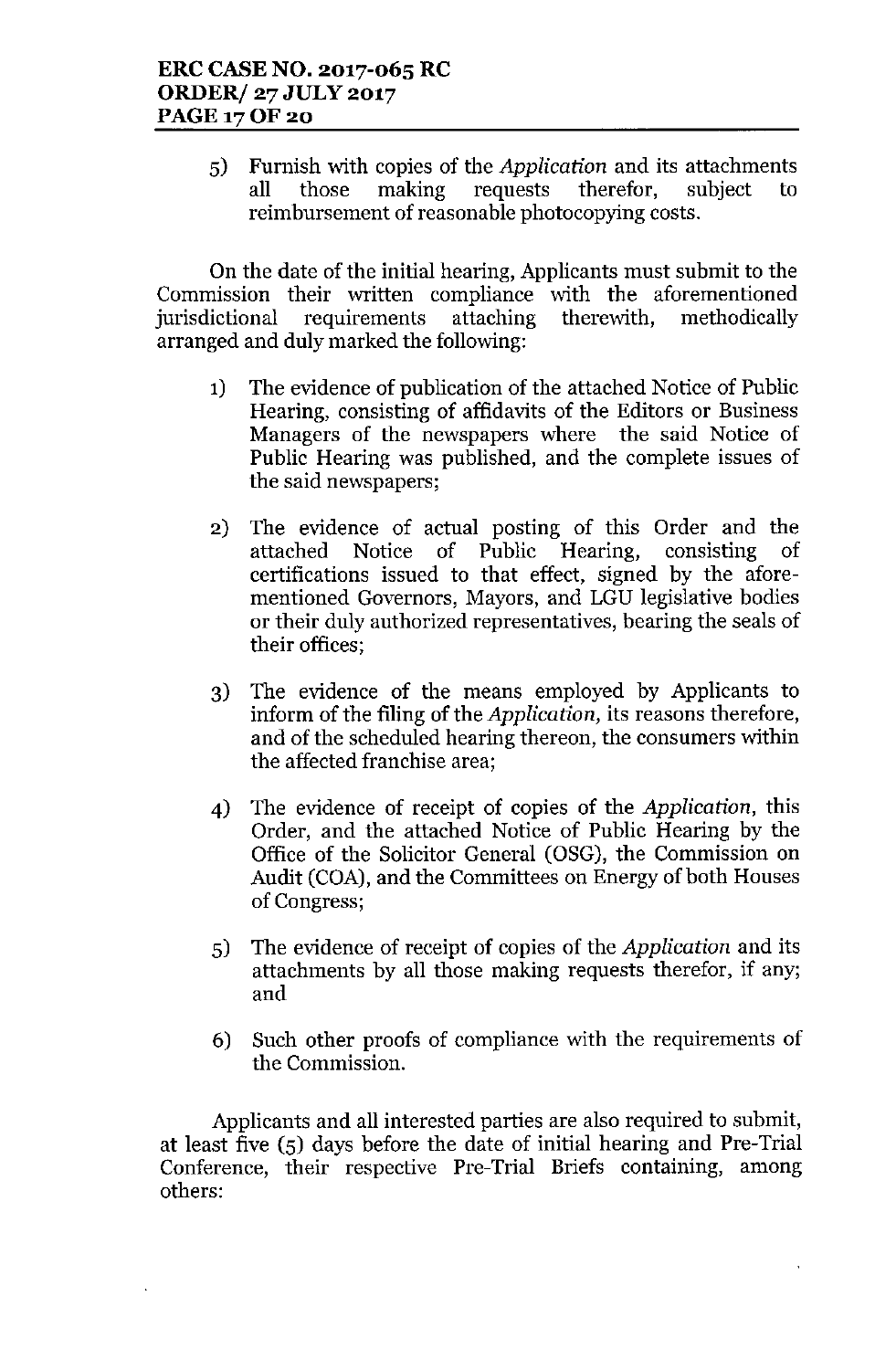5) Furnish with copies of the *Application* and its attachments all those making requests therefor, subject to reimbursement of reasonable photocopying costs.

On the date of the initial hearing, Applicants must submit to the Commission their written compliance with the aforementioned jurisdictional requirements attaching therewith, methodically arranged and duly marked the following:

1) The evidence of publication of the attached Notice of Public Hearing, consisting of affidavits of the Editors or Business Managers of the newspapers where the said Notice of Public Hearing was published, and the complete issues of the said newspapers;

2) The evidence of actual posting of this Order and the attached Notice of Public Hearing, consisting of certifications issued to that effect, signed by the aforementioned Governors, Mayors, and LGU legislative bodies or their duly authorized representatives, bearing the seals of their offices;

3) The evidence of the means employed by Applicants to inform of the filing of the *Application*, its reasons therefore, and of the scheduled hearing thereon, the consumers within the affected franchise area;

4) The evidence of receipt of copies of the *Application*, this Order, and the attached Notice of Public Hearing by the Office of the Solicitor General (OSG), the Commission on Audit (COA), and the Committees on Energy of both Houses of Congress;

5) The evidence of receipt of copies of the *Application* and its attachments by all those making requests therefor, if any; and

6) Such other proofs of compliance with the requirements of the Commission.

Applicants and all interested parties are also required to submit, at least five (5) days before the date of initial hearing and Pre-Trial Conference, their respective Pre-Trial Briefs containing, among others: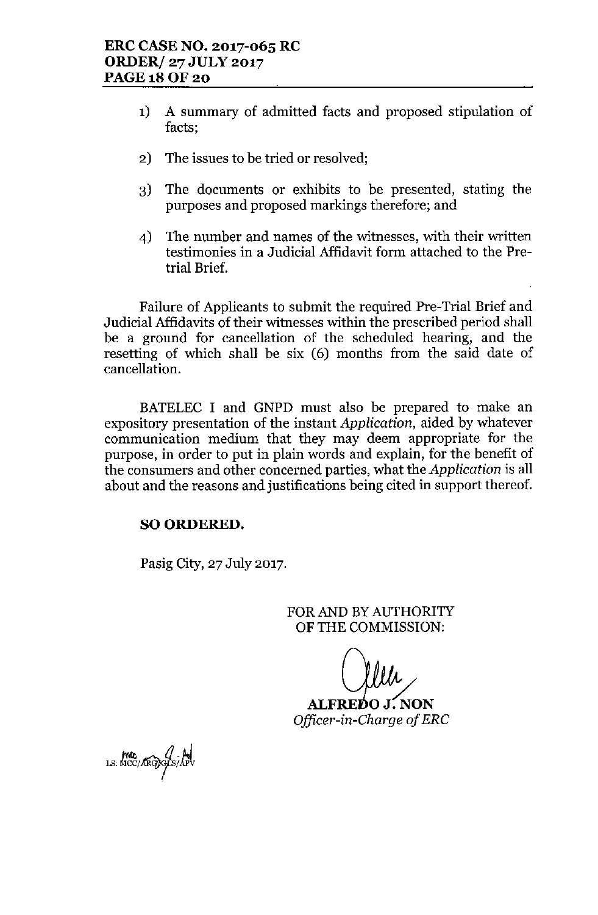1) A summary of admitted facts and proposed stipulation of facts;

2) The issues to be tried or resolved;

3) The documents or exhibits to be presented, stating the purposes and proposed markings therefore; and

4) The number and names of the witnesses, with their written testimonies in a Judicial Affidavit form attached to the Pre-trial Brief.

Failure of Applicants to submit the required Pre-Trial Brief and Judicial Affidavits of their witnesses within the prescribed period shall be a ground for cancellation of the scheduled hearing, and the resetting of which shall be six (6) months from the said date of cancellation.

BATELEC I and GNPD must also be prepared to make an expository presentation of the instant *Application*, aided by whatever communication medium that they may deem appropriate for the purpose, in order to put in plain words and explain, for the benefit of the consumers and other concerned parties, what the *Application* is all about and the reasons and justifications being cited in support thereof.

**SO ORDERED.**

Pasig City, 27 July 2017.

FOR AND BY AUTHORITY
OF THE COMMISSION:

**ALFREDO J. NON**
*Officer-in-Charge of ERC*

LS: MCC/ARG/GLS/APV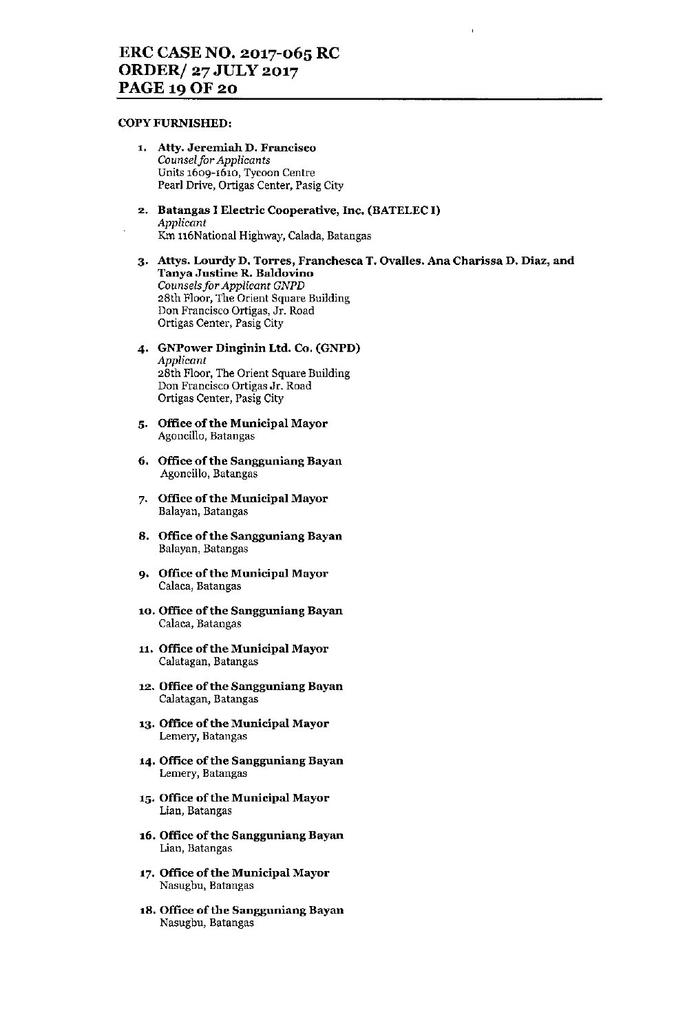**COPY FURNISHED:**

1. **Atty. Jeremiah D. Francisco**
   *Counsel for Applicants*
   Units 1609-1610, Tycoon Centre
   Pearl Drive, Ortigas Center, Pasig City

2. **Batangas I Electric Cooperative, Inc. (BATELEC I)**
   *Applicant*
   Km 116National Highway, Calada, Batangas

3. **Attys. Lourdy D. Torres, Franchesca T. Ovalles. Ana Charissa D. Diaz, and Tanya Justine R. Baldovino**
   *Counsels for Applicant GNPD*
   28th Floor, The Orient Square Building
   Don Francisco Ortigas, Jr. Road
   Ortigas Center, Pasig City

4. **GNPower Dinginin Ltd. Co. (GNPD)**
   *Applicant*
   28th Floor, The Orient Square Building
   Don Francisco Ortigas Jr. Road
   Ortigas Center, Pasig City

5. **Office of the Municipal Mayor**
   Agoncillo, Batangas

6. **Office of the Sangguniang Bayan**
   Agoncillo, Batangas

7. **Office of the Municipal Mayor**
   Balayan, Batangas

8. **Office of the Sangguniang Bayan**
   Balayan, Batangas

9. **Office of the Municipal Mayor**
   Calaca, Batangas

10. **Office of the Sangguniang Bayan**
    Calaca, Batangas

11. **Office of the Municipal Mayor**
    Calatagan, Batangas

12. **Office of the Sangguniang Bayan**
    Calatagan, Batangas

13. **Office of the Municipal Mayor**
    Lemery, Batangas

14. **Office of the Sangguniang Bayan**
    Lemery, Batangas

15. **Office of the Municipal Mayor**
    Lian, Batangas

16. **Office of the Sangguniang Bayan**
    Lian, Batangas

17. **Office of the Municipal Mayor**
    Nasugbu, Batangas

18. **Office of the Sangguniang Bayan**
    Nasugbu, Batangas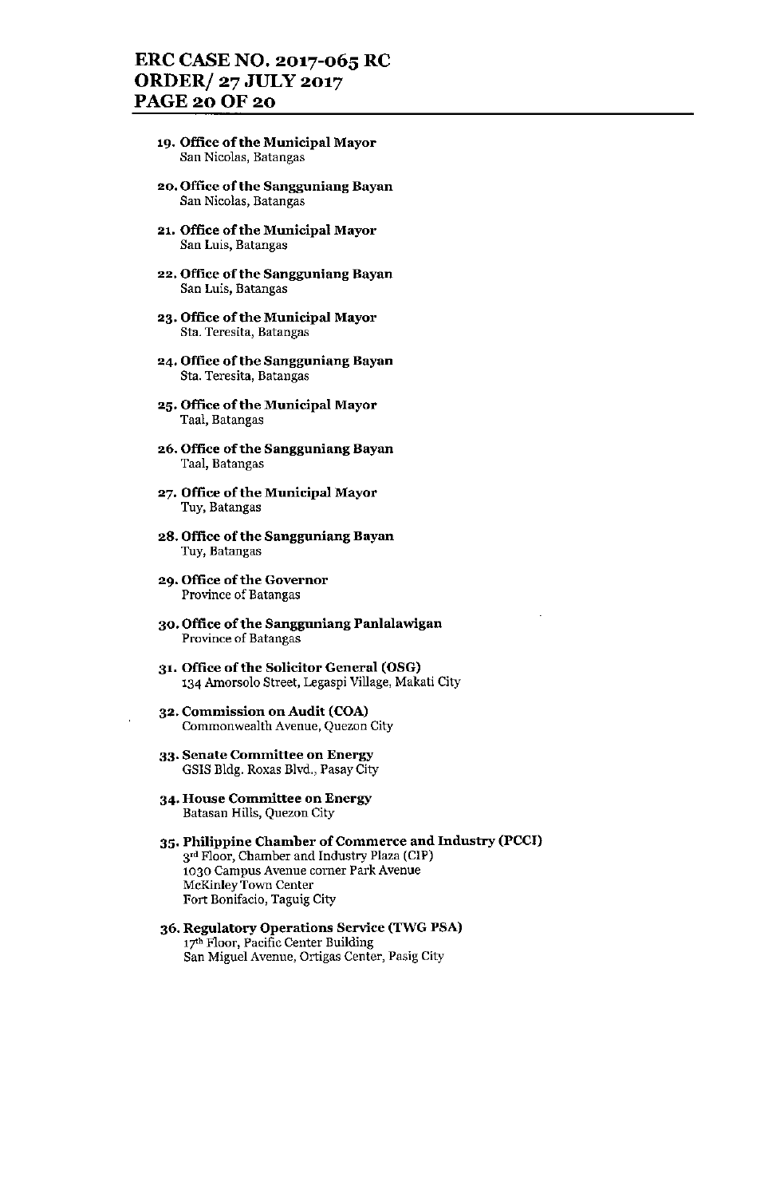19. **Office of the Municipal Mayor**
    San Nicolas, Batangas

20. **Office of the Sangguniang Bayan**
    San Nicolas, Batangas

21. **Office of the Municipal Mayor**
    San Luis, Batangas

22. **Office of the Sangguniang Bayan**
    San Luis, Batangas

23. **Office of the Municipal Mayor**
    Sta. Teresita, Batangas

24. **Office of the Sangguniang Bayan**
    Sta. Teresita, Batangas

25. **Office of the Municipal Mayor**
    Taal, Batangas

26. **Office of the Sangguniang Bayan**
    Taal, Batangas

27. **Office of the Municipal Mayor**
    Tuy, Batangas

28. **Office of the Sangguniang Bayan**
    Tuy, Batangas

29. **Office of the Governor**
    Province of Batangas

30. **Office of the Sangguniang Panlalawigan**
    Province of Batangas

31. **Office of the Solicitor General (OSG)**
    134 Amorsolo Street, Legaspi Village, Makati City

32. **Commission on Audit (COA)**
    Commonwealth Avenue, Quezon City

33. **Senate Committee on Energy**
    GSIS Bldg. Roxas Blvd., Pasay City

34. **House Committee on Energy**
    Batasan Hills, Quezon City

35. **Philippine Chamber of Commerce and Industry (PCCI)**
    3rd Floor, Chamber and Industry Plaza (CIP)
    1030 Campus Avenue corner Park Avenue
    McKinley Town Center
    Fort Bonifacio, Taguig City

36. **Regulatory Operations Service (TWG PSA)**
    17th Floor, Pacific Center Building
    San Miguel Avenue, Ortigas Center, Pasig City